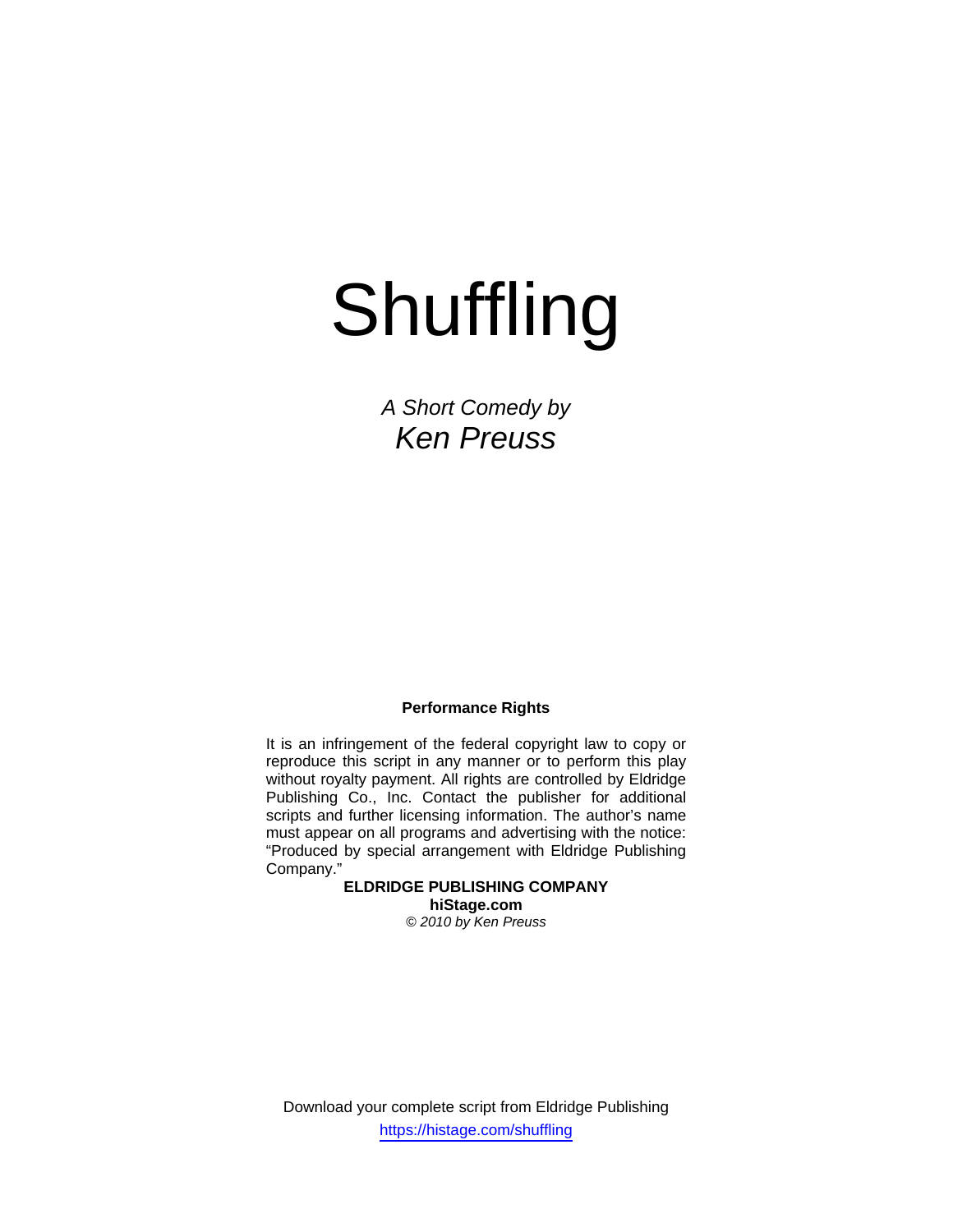# Shuffling

*A Short Comedy by*
*Ken Preuss*

**Performance Rights**

It is an infringement of the federal copyright law to copy or reproduce this script in any manner or to perform this play without royalty payment. All rights are controlled by Eldridge Publishing Co., Inc. Contact the publisher for additional scripts and further licensing information. The author's name must appear on all programs and advertising with the notice: "Produced by special arrangement with Eldridge Publishing Company."

**ELDRIDGE PUBLISHING COMPANY**
**hiStage.com**
*© 2010 by Ken Preuss*

Download your complete script from Eldridge Publishing
https://histage.com/shuffling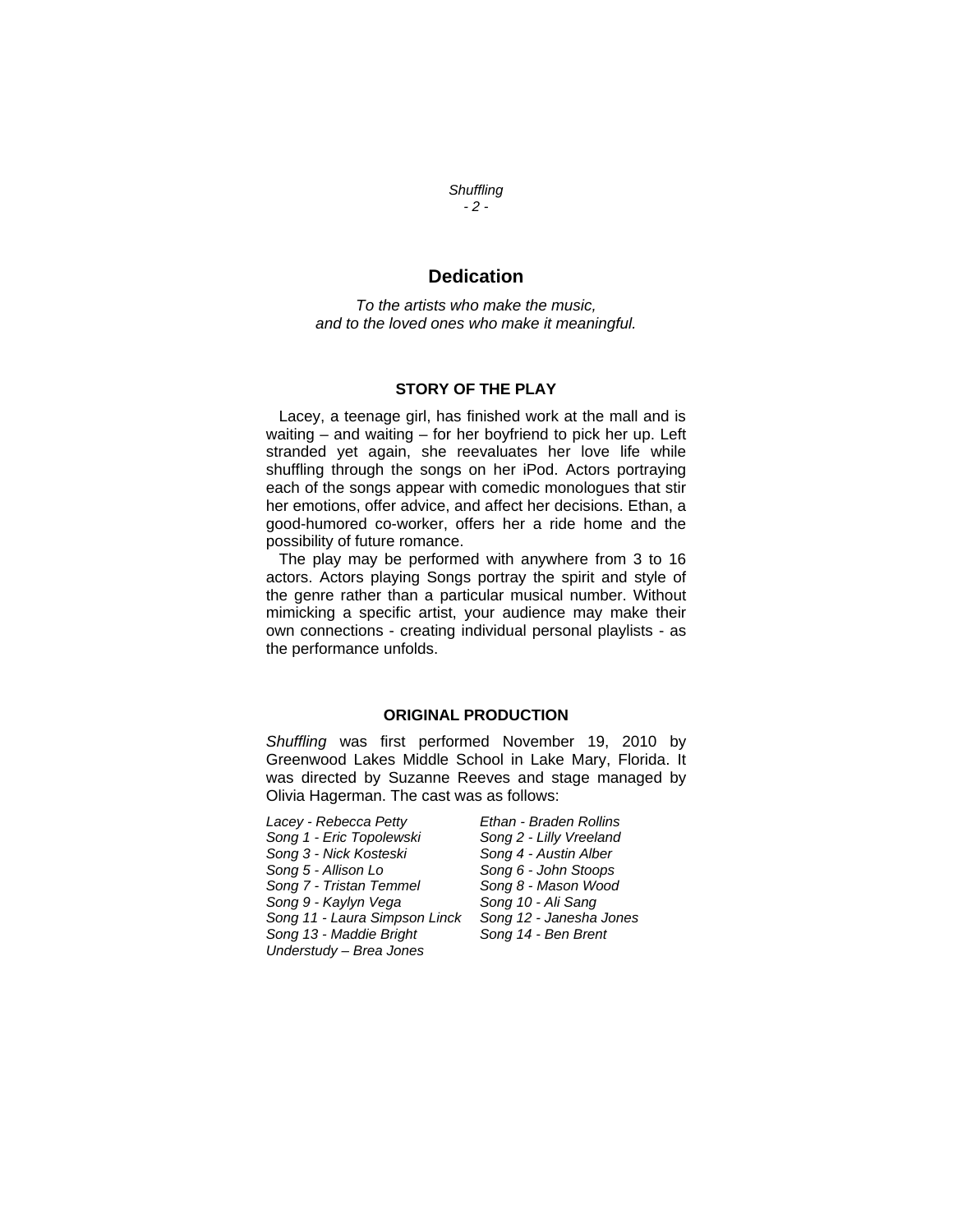## Dedication

*To the artists who make the music,*
*and to the loved ones who make it meaningful.*

### STORY OF THE PLAY

Lacey, a teenage girl, has finished work at the mall and is waiting – and waiting – for her boyfriend to pick her up. Left stranded yet again, she reevaluates her love life while shuffling through the songs on her iPod. Actors portraying each of the songs appear with comedic monologues that stir her emotions, offer advice, and affect her decisions. Ethan, a good-humored co-worker, offers her a ride home and the possibility of future romance.

The play may be performed with anywhere from 3 to 16 actors. Actors playing Songs portray the spirit and style of the genre rather than a particular musical number. Without mimicking a specific artist, your audience may make their own connections - creating individual personal playlists - as the performance unfolds.

### ORIGINAL PRODUCTION

*Shuffling* was first performed November 19, 2010 by Greenwood Lakes Middle School in Lake Mary, Florida. It was directed by Suzanne Reeves and stage managed by Olivia Hagerman. The cast was as follows:

*Lacey - Rebecca Petty*
*Ethan - Braden Rollins*
*Song 1 - Eric Topolewski*
*Song 2 - Lilly Vreeland*
*Song 3 - Nick Kosteski*
*Song 4 - Austin Alber*
*Song 5 - Allison Lo*
*Song 6 - John Stoops*
*Song 7 - Tristan Temmel*
*Song 8 - Mason Wood*
*Song 9 - Kaylyn Vega*
*Song 10 - Ali Sang*
*Song 11 - Laura Simpson Linck*
*Song 12 - Janesha Jones*
*Song 13 - Maddie Bright*
*Song 14 - Ben Brent*
*Understudy – Brea Jones*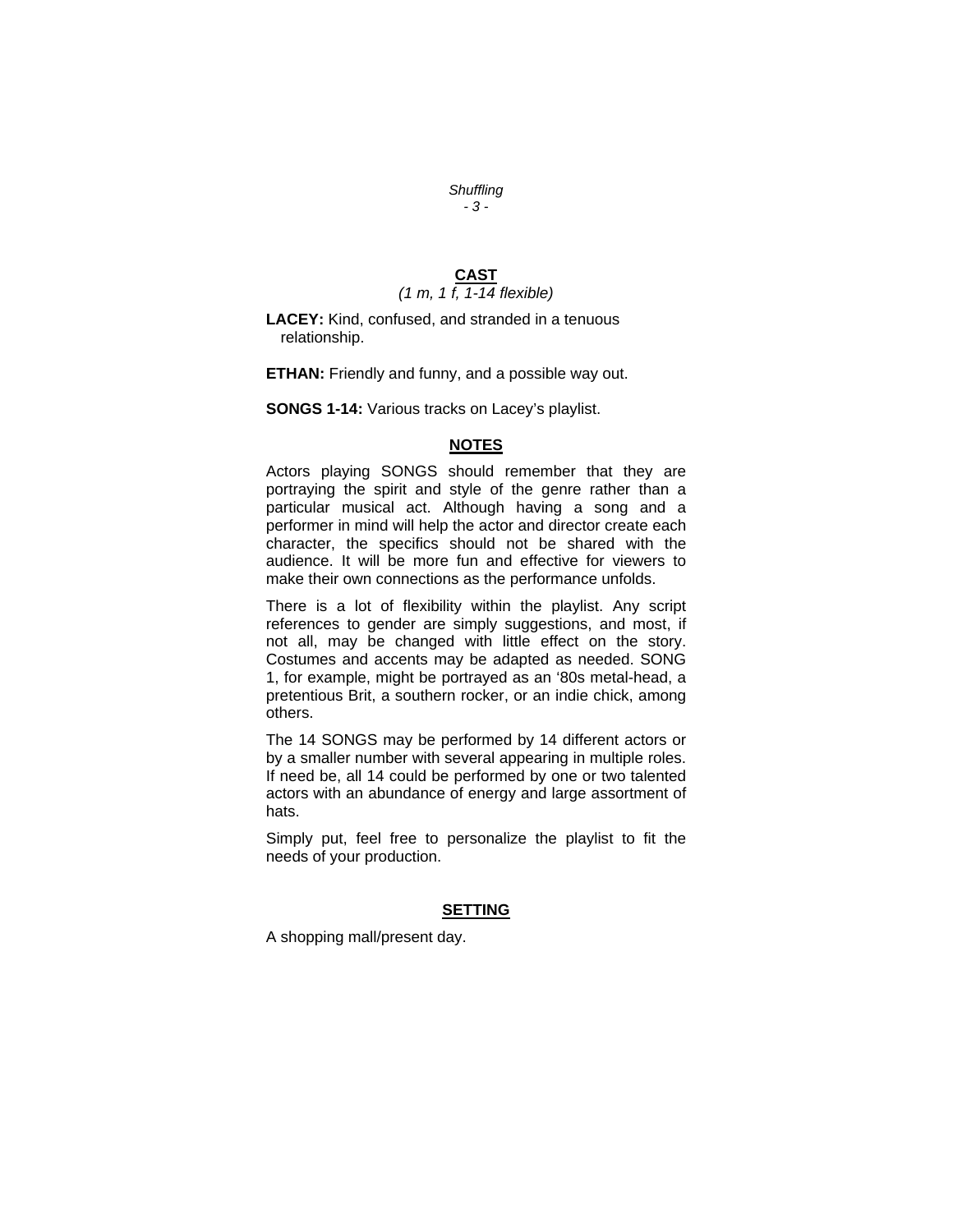## CAST

*(1 m, 1 f, 1-14 flexible)*

**LACEY:** Kind, confused, and stranded in a tenuous relationship.

**ETHAN:** Friendly and funny, and a possible way out.

**SONGS 1-14:** Various tracks on Lacey's playlist.

## NOTES

Actors playing SONGS should remember that they are portraying the spirit and style of the genre rather than a particular musical act. Although having a song and a performer in mind will help the actor and director create each character, the specifics should not be shared with the audience. It will be more fun and effective for viewers to make their own connections as the performance unfolds.

There is a lot of flexibility within the playlist. Any script references to gender are simply suggestions, and most, if not all, may be changed with little effect on the story. Costumes and accents may be adapted as needed. SONG 1, for example, might be portrayed as an '80s metal-head, a pretentious Brit, a southern rocker, or an indie chick, among others.

The 14 SONGS may be performed by 14 different actors or by a smaller number with several appearing in multiple roles. If need be, all 14 could be performed by one or two talented actors with an abundance of energy and large assortment of hats.

Simply put, feel free to personalize the playlist to fit the needs of your production.

## SETTING

A shopping mall/present day.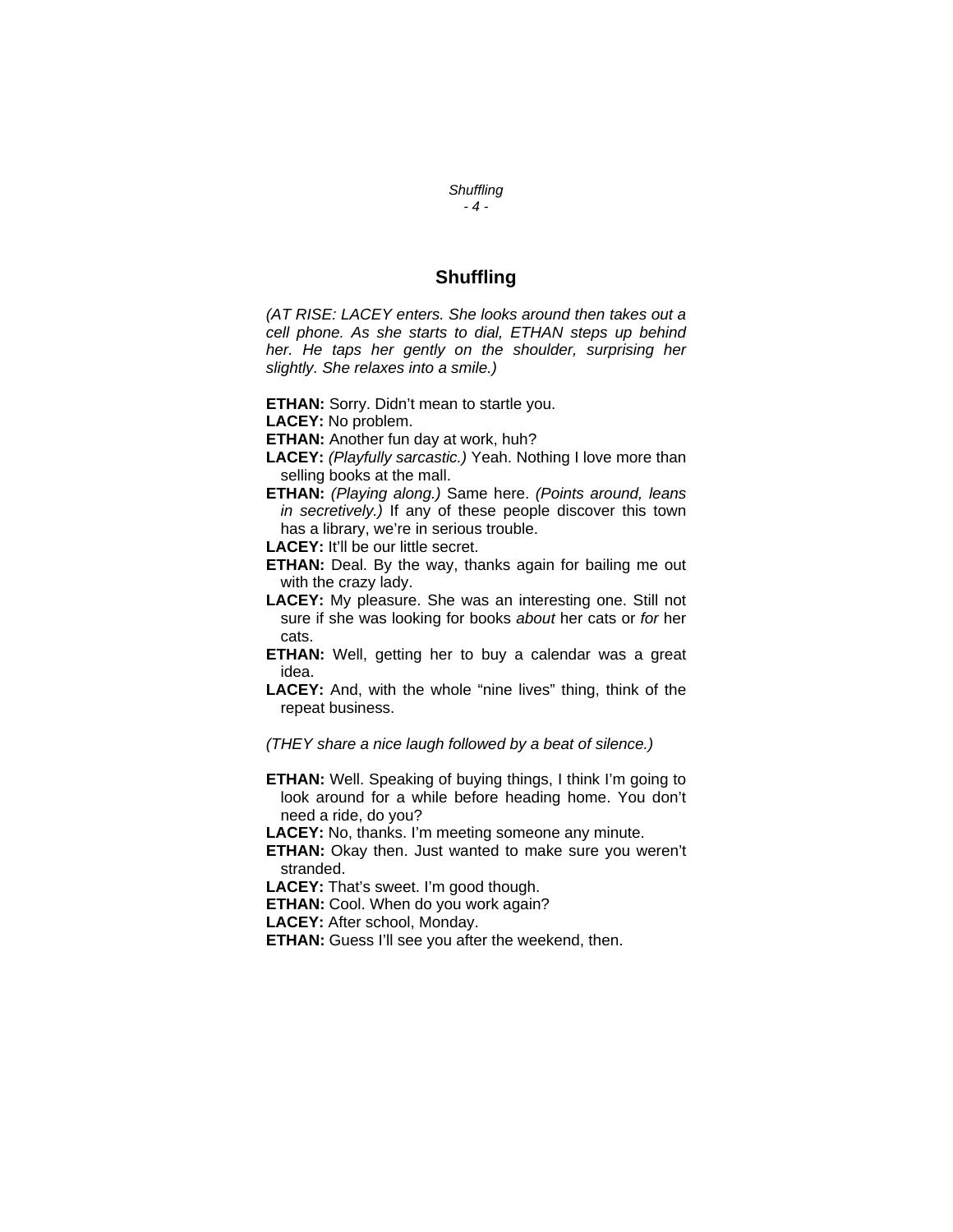# Shuffling

*(AT RISE: LACEY enters. She looks around then takes out a cell phone. As she starts to dial, ETHAN steps up behind her. He taps her gently on the shoulder, surprising her slightly. She relaxes into a smile.)*

**ETHAN:** Sorry. Didn't mean to startle you.

**LACEY:** No problem.

**ETHAN:** Another fun day at work, huh?

**LACEY:** *(Playfully sarcastic.)* Yeah. Nothing I love more than selling books at the mall.

**ETHAN:** *(Playing along.)* Same here. *(Points around, leans in secretively.)* If any of these people discover this town has a library, we're in serious trouble.

**LACEY:** It'll be our little secret.

**ETHAN:** Deal. By the way, thanks again for bailing me out with the crazy lady.

**LACEY:** My pleasure. She was an interesting one. Still not sure if she was looking for books *about* her cats or *for* her cats.

**ETHAN:** Well, getting her to buy a calendar was a great idea.

**LACEY:** And, with the whole "nine lives" thing, think of the repeat business.

*(THEY share a nice laugh followed by a beat of silence.)*

**ETHAN:** Well. Speaking of buying things, I think I'm going to look around for a while before heading home. You don't need a ride, do you?

**LACEY:** No, thanks. I'm meeting someone any minute.

**ETHAN:** Okay then. Just wanted to make sure you weren't stranded.

**LACEY:** That's sweet. I'm good though.

**ETHAN:** Cool. When do you work again?

**LACEY:** After school, Monday.

**ETHAN:** Guess I'll see you after the weekend, then.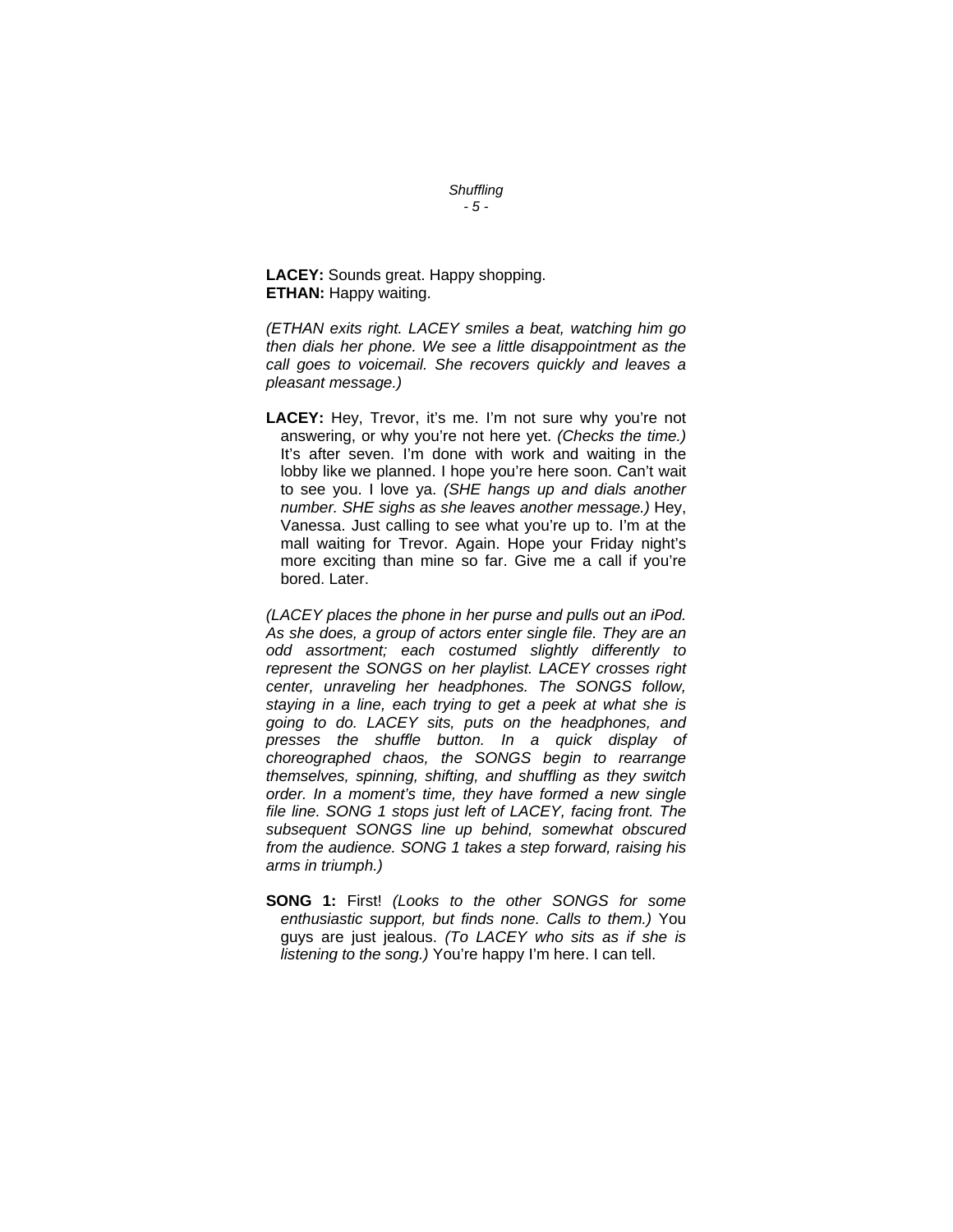**LACEY:** Sounds great. Happy shopping.
**ETHAN:** Happy waiting.

*(ETHAN exits right. LACEY smiles a beat, watching him go then dials her phone. We see a little disappointment as the call goes to voicemail. She recovers quickly and leaves a pleasant message.)*

**LACEY:** Hey, Trevor, it's me. I'm not sure why you're not answering, or why you're not here yet. *(Checks the time.)* It's after seven. I'm done with work and waiting in the lobby like we planned. I hope you're here soon. Can't wait to see you. I love ya. *(SHE hangs up and dials another number. SHE sighs as she leaves another message.)* Hey, Vanessa. Just calling to see what you're up to. I'm at the mall waiting for Trevor. Again. Hope your Friday night's more exciting than mine so far. Give me a call if you're bored. Later.

*(LACEY places the phone in her purse and pulls out an iPod. As she does, a group of actors enter single file. They are an odd assortment; each costumed slightly differently to represent the SONGS on her playlist. LACEY crosses right center, unraveling her headphones. The SONGS follow, staying in a line, each trying to get a peek at what she is going to do. LACEY sits, puts on the headphones, and presses the shuffle button. In a quick display of choreographed chaos, the SONGS begin to rearrange themselves, spinning, shifting, and shuffling as they switch order. In a moment's time, they have formed a new single file line. SONG 1 stops just left of LACEY, facing front. The subsequent SONGS line up behind, somewhat obscured from the audience. SONG 1 takes a step forward, raising his arms in triumph.)*

**SONG 1:** First! *(Looks to the other SONGS for some enthusiastic support, but finds none. Calls to them.)* You guys are just jealous. *(To LACEY who sits as if she is listening to the song.)* You're happy I'm here. I can tell.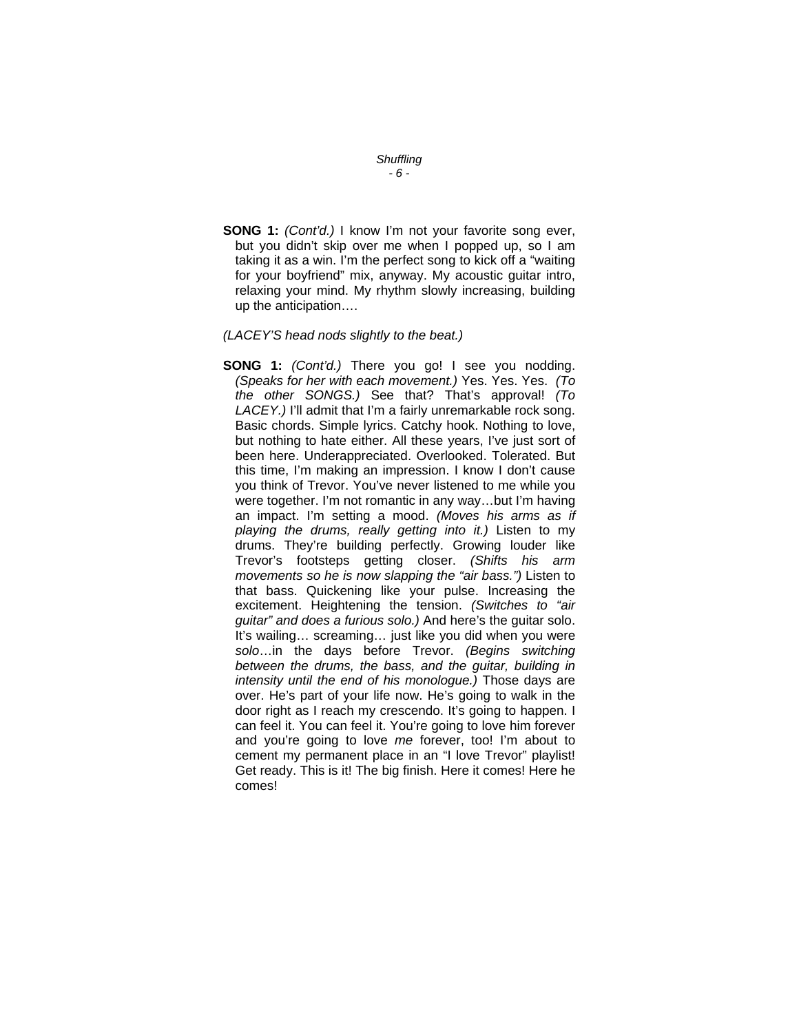**SONG 1:** *(Cont'd.)* I know I'm not your favorite song ever, but you didn't skip over me when I popped up, so I am taking it as a win. I'm the perfect song to kick off a "waiting for your boyfriend" mix, anyway. My acoustic guitar intro, relaxing your mind. My rhythm slowly increasing, building up the anticipation….

*(LACEY'S head nods slightly to the beat.)*

**SONG 1:** *(Cont'd.)* There you go! I see you nodding. *(Speaks for her with each movement.)* Yes. Yes. Yes. *(To the other SONGS.)* See that? That's approval! *(To LACEY.)* I'll admit that I'm a fairly unremarkable rock song. Basic chords. Simple lyrics. Catchy hook. Nothing to love, but nothing to hate either. All these years, I've just sort of been here. Underappreciated. Overlooked. Tolerated. But this time, I'm making an impression. I know I don't cause you think of Trevor. You've never listened to me while you were together. I'm not romantic in any way…but I'm having an impact. I'm setting a mood. *(Moves his arms as if playing the drums, really getting into it.)* Listen to my drums. They're building perfectly. Growing louder like Trevor's footsteps getting closer. *(Shifts his arm movements so he is now slapping the "air bass.")* Listen to that bass. Quickening like your pulse. Increasing the excitement. Heightening the tension. *(Switches to "air guitar" and does a furious solo.)* And here's the guitar solo. It's wailing… screaming… just like you did when you were *solo*…in the days before Trevor. *(Begins switching between the drums, the bass, and the guitar, building in intensity until the end of his monologue.)* Those days are over. He's part of your life now. He's going to walk in the door right as I reach my crescendo. It's going to happen. I can feel it. You can feel it. You're going to love him forever and you're going to love *me* forever, too! I'm about to cement my permanent place in an "I love Trevor" playlist! Get ready. This is it! The big finish. Here it comes! Here he comes!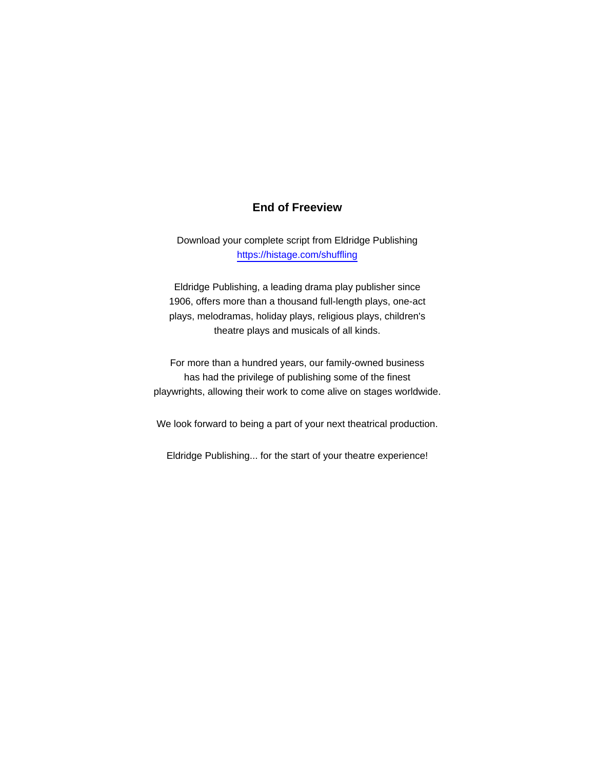**End of Freeview**

Download your complete script from Eldridge Publishing
https://histage.com/shuffling

Eldridge Publishing, a leading drama play publisher since 1906, offers more than a thousand full-length plays, one-act plays, melodramas, holiday plays, religious plays, children's theatre plays and musicals of all kinds.

For more than a hundred years, our family-owned business has had the privilege of publishing some of the finest playwrights, allowing their work to come alive on stages worldwide.

We look forward to being a part of your next theatrical production.

Eldridge Publishing... for the start of your theatre experience!